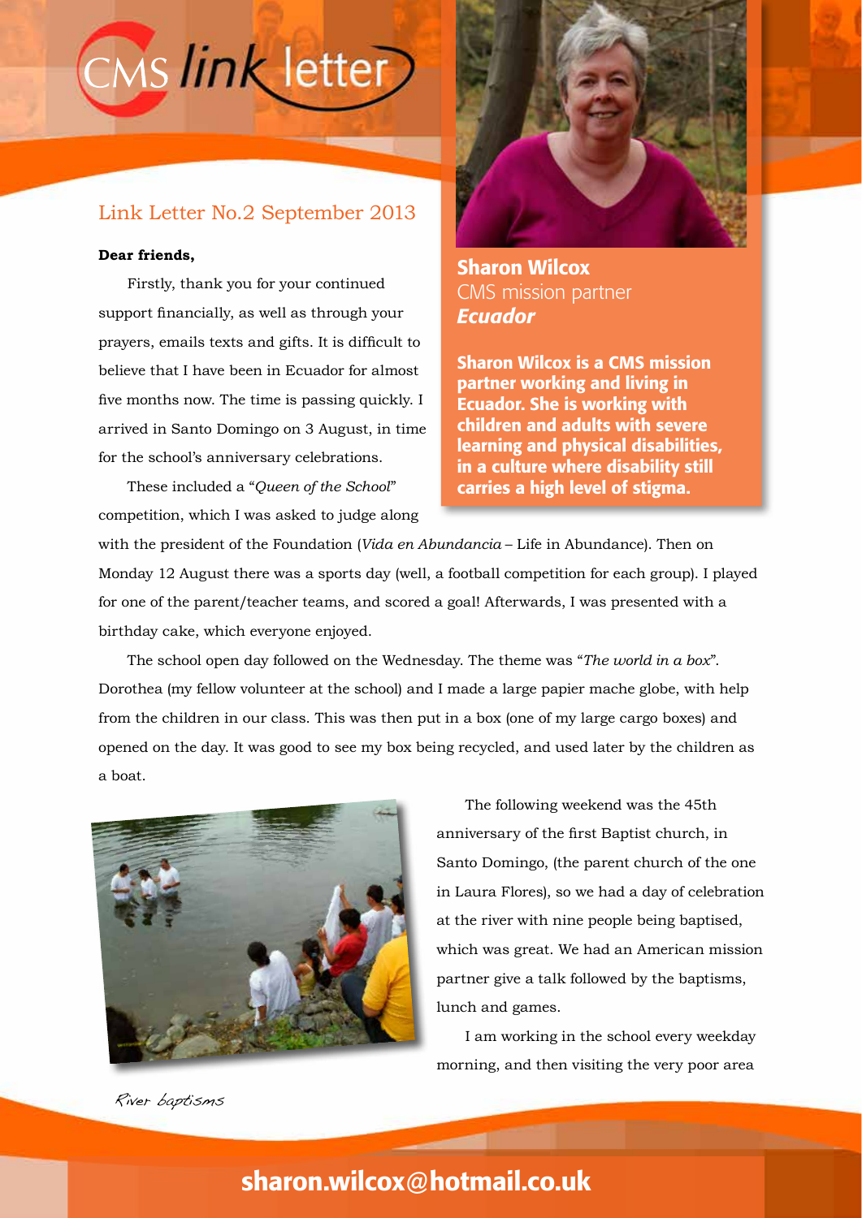# CMS link letter

## Link Letter No.2 September 2013

**Sharon Wilcox**
CMS mission partner
***Ecuador***

**Sharon Wilcox is a CMS mission partner working and living in Ecuador. She is working with children and adults with severe learning and physical disabilities, in a culture where disability still carries a high level of stigma.**

**Dear friends,**

Firstly, thank you for your continued support financially, as well as through your prayers, emails texts and gifts. It is difficult to believe that I have been in Ecuador for almost five months now. The time is passing quickly. I arrived in Santo Domingo on 3 August, in time for the school's anniversary celebrations.

These included a "*Queen of the School*" competition, which I was asked to judge along with the president of the Foundation (*Vida en Abundancia* – Life in Abundance). Then on Monday 12 August there was a sports day (well, a football competition for each group). I played for one of the parent/teacher teams, and scored a goal! Afterwards, I was presented with a birthday cake, which everyone enjoyed.

The school open day followed on the Wednesday. The theme was "*The world in a box*". Dorothea (my fellow volunteer at the school) and I made a large papier mache globe, with help from the children in our class. This was then put in a box (one of my large cargo boxes) and opened on the day. It was good to see my box being recycled, and used later by the children as a boat.

River baptisms

The following weekend was the 45th anniversary of the first Baptist church, in Santo Domingo, (the parent church of the one in Laura Flores), so we had a day of celebration at the river with nine people being baptised, which was great. We had an American mission partner give a talk followed by the baptisms, lunch and games.

I am working in the school every weekday morning, and then visiting the very poor area

**sharon.wilcox@hotmail.co.uk**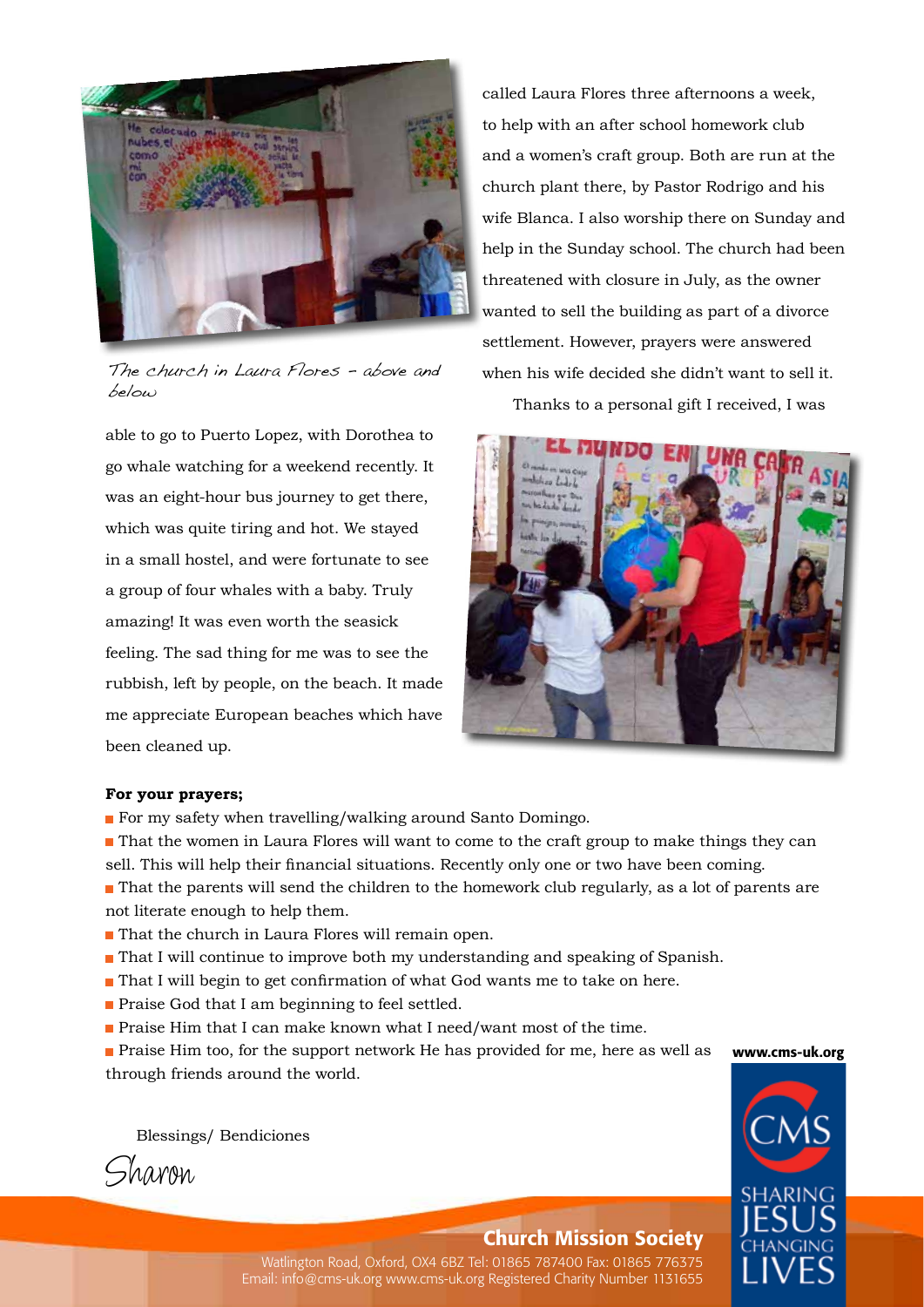*The church in Laura Flores – above and below*

called Laura Flores three afternoons a week, to help with an after school homework club and a women's craft group. Both are run at the church plant there, by Pastor Rodrigo and his wife Blanca. I also worship there on Sunday and help in the Sunday school. The church had been threatened with closure in July, as the owner wanted to sell the building as part of a divorce settlement. However, prayers were answered when his wife decided she didn't want to sell it.

Thanks to a personal gift I received, I was able to go to Puerto Lopez, with Dorothea to go whale watching for a weekend recently. It was an eight-hour bus journey to get there, which was quite tiring and hot. We stayed in a small hostel, and were fortunate to see a group of four whales with a baby. Truly amazing! It was even worth the seasick feeling. The sad thing for me was to see the rubbish, left by people, on the beach. It made me appreciate European beaches which have been cleaned up.

**For your prayers;**

- For my safety when travelling/walking around Santo Domingo.
- That the women in Laura Flores will want to come to the craft group to make things they can sell. This will help their financial situations. Recently only one or two have been coming.
- That the parents will send the children to the homework club regularly, as a lot of parents are not literate enough to help them.
- That the church in Laura Flores will remain open.
- That I will continue to improve both my understanding and speaking of Spanish.
- That I will begin to get confirmation of what God wants me to take on here.
- Praise God that I am beginning to feel settled.
- Praise Him that I can make known what I need/want most of the time.
- Praise Him too, for the support network He has provided for me, here as well as through friends around the world.

Blessings/ Bendiciones

Sharon

www.cms-uk.org

CMS
SHARING JESUS CHANGING LIVES

**Church Mission Society**

Watlington Road, Oxford, OX4 6BZ Tel: 01865 787400 Fax: 01865 776375
Email: info@cms-uk.org www.cms-uk.org Registered Charity Number 1131655